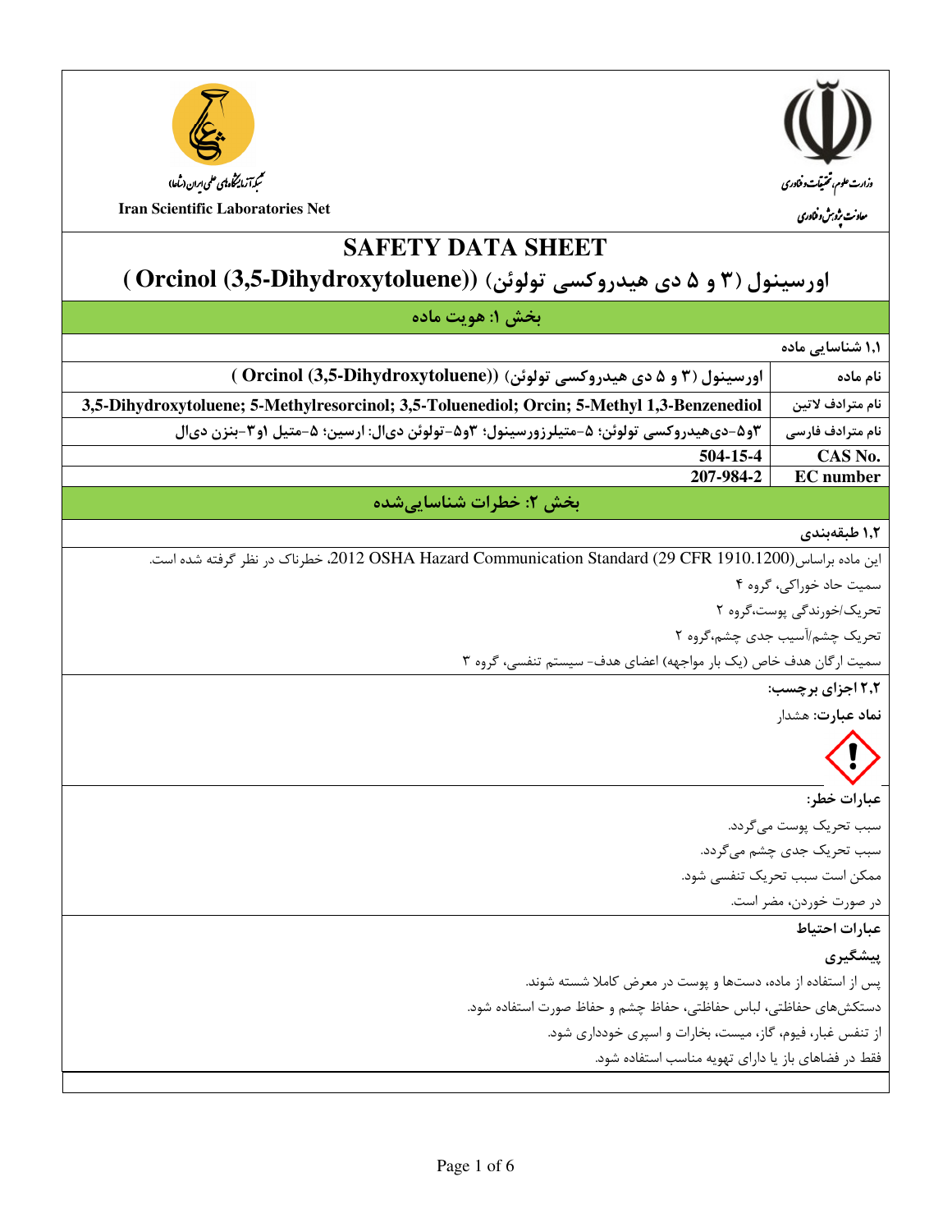وزارت علوم، تحقیقات و فناوری

معاونت پژوهش و فناوری

شبکه آزمایشگاه‌های علمی ایران (شاعا)

Iran Scientific Laboratories Net

# SAFETY DATA SHEET

## اورسینول (۳ و ۵ دی هیدروکسی تولوئن) (Orcinol (3,5-Dihydroxytoluene))

## بخش ۱: هویت ماده

### ۱,۱ شناسایی ماده

| | |
|---|---|
| نام ماده | اورسینول (۳ و ۵ دی هیدروکسی تولوئن) (Orcinol (3,5-Dihydroxytoluene)) |
| نام مترادف لاتین | 3,5-Dihydroxytoluene; 5-Methylresorcinol; 3,5-Toluenediol; Orcin; 5-Methyl 1,3-Benzenediol |
| نام مترادف فارسی | ۳و۵-دی‌هیدروکسی تولوئن؛ ۵-متیلرزورسینول؛ ۳و۵-تولوئن دی‌ال؛ ارسین؛ ۵-متیل ۱و۳-بنزن دی‌ال |
| CAS No. | 504-15-4 |
| EC number | 207-984-2 |

## بخش ۲: خطرات شناسایی‌شده

### ۱,۲ طبقه‌بندی

این ماده براساس 2012 OSHA Hazard Communication Standard (29 CFR 1910.1200)، خطرناک در نظر گرفته شده است.

سمیت حاد خوراکی، گروه ۴

تحریک/خورندگی پوست،گروه ۲

تحریک چشم/آسیب جدی چشم،گروه ۲

سمیت ارگان هدف خاص (یک بار مواجهه) اعضای هدف- سیستم تنفسی، گروه ۳

### ۲,۲ اجزای برچسب:

**نماد عبارت:** هشدار

**عبارات خطر:**

سبب تحریک پوست می‌گردد.

سبب تحریک جدی چشم می‌گردد.

ممکن است سبب تحریک تنفسی شود.

در صورت خوردن، مضر است.

**عبارات احتیاط**

**پیشگیری**

پس از استفاده از ماده، دست‌ها و پوست در معرض کاملا شسته شوند.

دستکش‌های حفاظتی، لباس حفاظتی، حفاظ چشم و حفاظ صورت استفاده شود.

از تنفس غبار، فیوم، گاز، میست، بخارات و اسپری خودداری شود.

فقط در فضاهای باز یا دارای تهویه مناسب استفاده شود.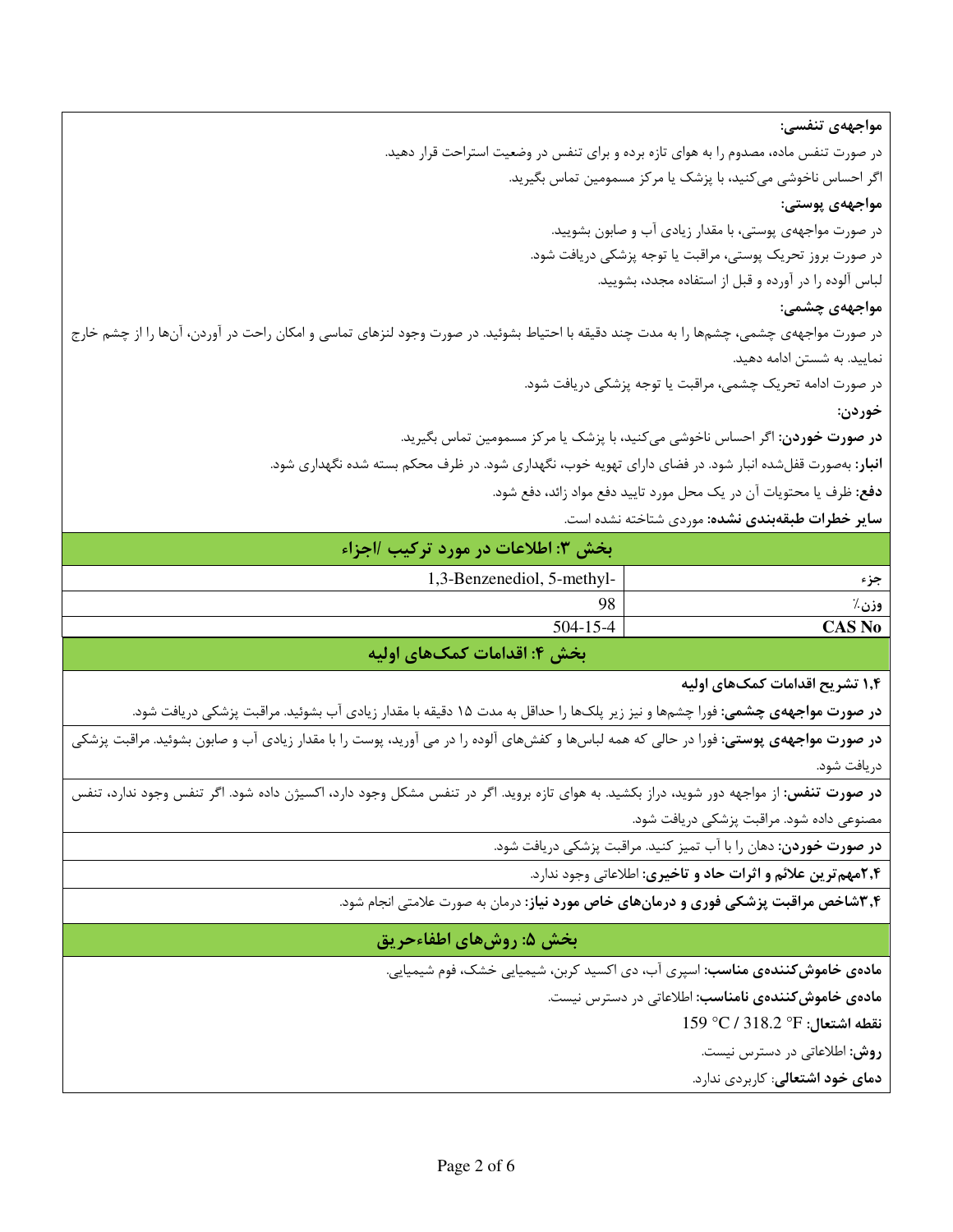**مواجهه‌ی تنفسی:**

در صورت تنفس ماده، مصدوم را به هوای تازه برده و برای تنفس در وضعیت استراحت قرار دهید.

اگر احساس ناخوشی می‌کنید، با پزشک یا مرکز مسمومین تماس بگیرید.

**مواجهه‌ی پوستی:**

در صورت مواجهه‌ی پوستی، با مقدار زیادی آب و صابون بشویید.

در صورت بروز تحریک پوستی، مراقبت یا توجه پزشکی دریافت شود.

لباس آلوده را در آورده و قبل از استفاده مجدد، بشویید.

**مواجهه‌ی چشمی:**

در صورت مواجهه‌ی چشمی، چشم‌ها را به مدت چند دقیقه با احتیاط بشوئید. در صورت وجود لنزهای تماسی و امکان راحت در آوردن، آن‌ها را از چشم خارج نمایید. به شستن ادامه دهید.

در صورت ادامه تحریک چشمی، مراقبت یا توجه پزشکی دریافت شود.

**خوردن:**

**در صورت خوردن:** اگر احساس ناخوشی می‌کنید، با پزشک یا مرکز مسمومین تماس بگیرید.

**انبار:** به‌صورت قفل‌شده انبار شود. در فضای دارای تهویه خوب، نگهداری شود. در ظرف محکم بسته شده نگهداری شود.

**دفع:** ظرف یا محتویات آن در یک محل مورد تایید دفع مواد زائد، دفع شود.

**سایر خطرات طبقه‌بندی نشده:** موردی شناخته نشده است.

## بخش ۳: اطلاعات در مورد ترکیب /اجزاء

| جزء | 1,3-Benzenediol, 5-methyl- |
|---|---|
| وزن٪ | 98 |
| **CAS No** | 504-15-4 |

## بخش ۴: اقدامات کمک‌های اولیه

**۱,۴ تشریح اقدامات کمک‌های اولیه**

**در صورت مواجهه‌ی چشمی:** فورا چشم‌ها و نیز زیر پلک‌ها را حداقل به مدت ۱۵ دقیقه با مقدار زیادی آب بشوئید. مراقبت پزشکی دریافت شود.

**در صورت مواجهه‌ی پوستی:** فورا در حالی که همه لباس‌ها و کفش‌های آلوده را در می آورید، پوست را با مقدار زیادی آب و صابون بشوئید. مراقبت پزشکی دریافت شود.

**در صورت تنفس:** از مواجهه دور شوید، دراز بکشید. به هوای تازه بروید. اگر در تنفس مشکل وجود دارد، اکسیژن داده شود. اگر تنفس وجود ندارد، تنفس مصنوعی داده شود. مراقبت پزشکی دریافت شود.

**در صورت خوردن:** دهان را با آب تمیز کنید. مراقبت پزشکی دریافت شود.

**۲,۴مهم‌ترین علائم و اثرات حاد و تاخیری:** اطلاعاتی وجود ندارد.

**۳,۴شاخص مراقبت پزشکی فوری و درمان‌های خاص مورد نیاز:** درمان به صورت علامتی انجام شود.

## بخش ۵: روش‌های اطفاءحریق

**ماده‌ی خاموش‌کننده‌ی مناسب:** اسپری آب، دی اکسید کربن، شیمیایی خشک، فوم شیمیایی.

**ماده‌ی خاموش‌کننده‌ی نامناسب:** اطلاعاتی در دسترس نیست.

**نقطه اشتعال:** 159 °C / 318.2 °F

**روش:** اطلاعاتی در دسترس نیست.

**دمای خود اشتعالی**: کاربردی ندارد.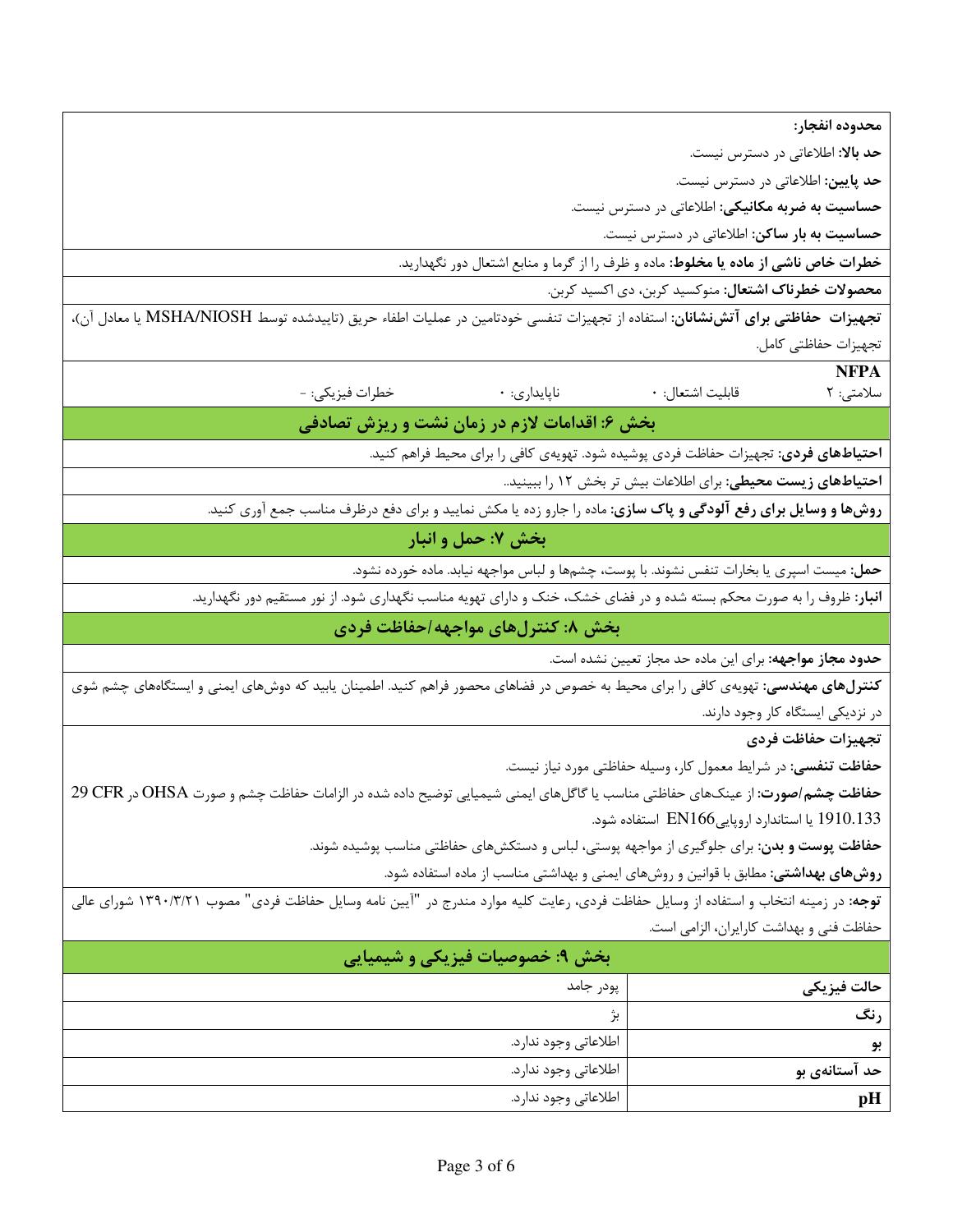**محدوده انفجار:**

**حد بالا:** اطلاعاتی در دسترس نیست.

**حد پایین:** اطلاعاتی در دسترس نیست.

**حساسیت به ضربه مکانیکی:** اطلاعاتی در دسترس نیست.

**حساسیت به بار ساکن:** اطلاعاتی در دسترس نیست.

**خطرات خاص ناشی از ماده یا مخلوط:** ماده و ظرف را از گرما و منابع اشتعال دور نگهدارید.

**محصولات خطرناک اشتعال:** منوکسید کربن، دی اکسید کربن.

**تجهیزات حفاظتی برای آتش‌نشانان:** استفاده از تجهیزات تنفسی خودتامین در عملیات اطفاء حریق (تاییدشده توسط MSHA/NIOSH یا معادل آن)، تجهیزات حفاظتی کامل.

**NFPA**

سلامتی: ۲ &nbsp;&nbsp;&nbsp; قابلیت اشتعال: ۰ &nbsp;&nbsp;&nbsp; ناپایداری: ۰ &nbsp;&nbsp;&nbsp; خطرات فیزیکی: -

## بخش ۶: اقدامات لازم در زمان نشت و ریزش تصادفی

**احتیاط‌های فردی:** تجهیزات حفاظت فردی پوشیده شود. تهویه‌ی کافی را برای محیط فراهم کنید.

**احتیاط‌های زیست محیطی:** برای اطلاعات بیش تر بخش ۱۲ را ببینید..

**روش‌ها و وسایل برای رفع آلودگی و پاک سازی:** ماده را جارو زده یا مکش نمایید و برای دفع درظرف مناسب جمع آوری کنید.

## بخش ۷: حمل و انبار

**حمل:** میست اسپری یا بخارات تنفس نشوند. با پوست، چشم‌ها و لباس مواجهه نیابد. ماده خورده نشود.

**انبار:** ظروف را به صورت محکم بسته شده و در فضای خشک، خنک و دارای تهویه مناسب نگهداری شود. از نور مستقیم دور نگهدارید.

## بخش ۸: کنترل‌های مواجهه/حفاظت فردی

**حدود مجاز مواجهه:** برای این ماده حد مجاز تعیین نشده است.

**کنترل‌های مهندسی:** تهویه‌ی کافی را برای محیط به خصوص در فضاهای محصور فراهم کنید. اطمینان یابید که دوش‌های ایمنی و ایستگاه‌های چشم شوی در نزدیکی ایستگاه کار وجود دارند.

**تجهیزات حفاظت فردی**

**حفاظت تنفسی:** در شرایط معمول کار، وسیله حفاظتی مورد نیاز نیست.

**حفاظت چشم/صورت:** از عینک‌های حفاظتی مناسب یا گاگل‌های ایمنی شیمیایی توضیح داده شده در الزامات حفاظت چشم و صورت OHSA در 29 CFR 1910.133 یا استاندارد اروپایی EN166 استفاده شود.

**حفاظت پوست و بدن:** برای جلوگیری از مواجهه پوستی، لباس و دستکش‌های حفاظتی مناسب پوشیده شوند.

**روش‌های بهداشتی:** مطابق با قوانین و روش‌های ایمنی و بهداشتی مناسب از ماده استفاده شود.

**توجه:** در زمینه انتخاب و استفاده از وسایل حفاظت فردی، رعایت کلیه موارد مندرج در "آیین نامه وسایل حفاظت فردی" مصوب ۱۳۹۰/۳/۲۱ شورای عالی حفاظت فنی و بهداشت کارایران، الزامی است.

## بخش ۹: خصوصیات فیزیکی و شیمیایی

| ویژگی | مقدار |
|---|---|
| **حالت فیزیکی** | پودر جامد |
| **رنگ** | بژ |
| **بو** | اطلاعاتی وجود ندارد. |
| **حد آستانه‌ی بو** | اطلاعاتی وجود ندارد. |
| **pH** | اطلاعاتی وجود ندارد. |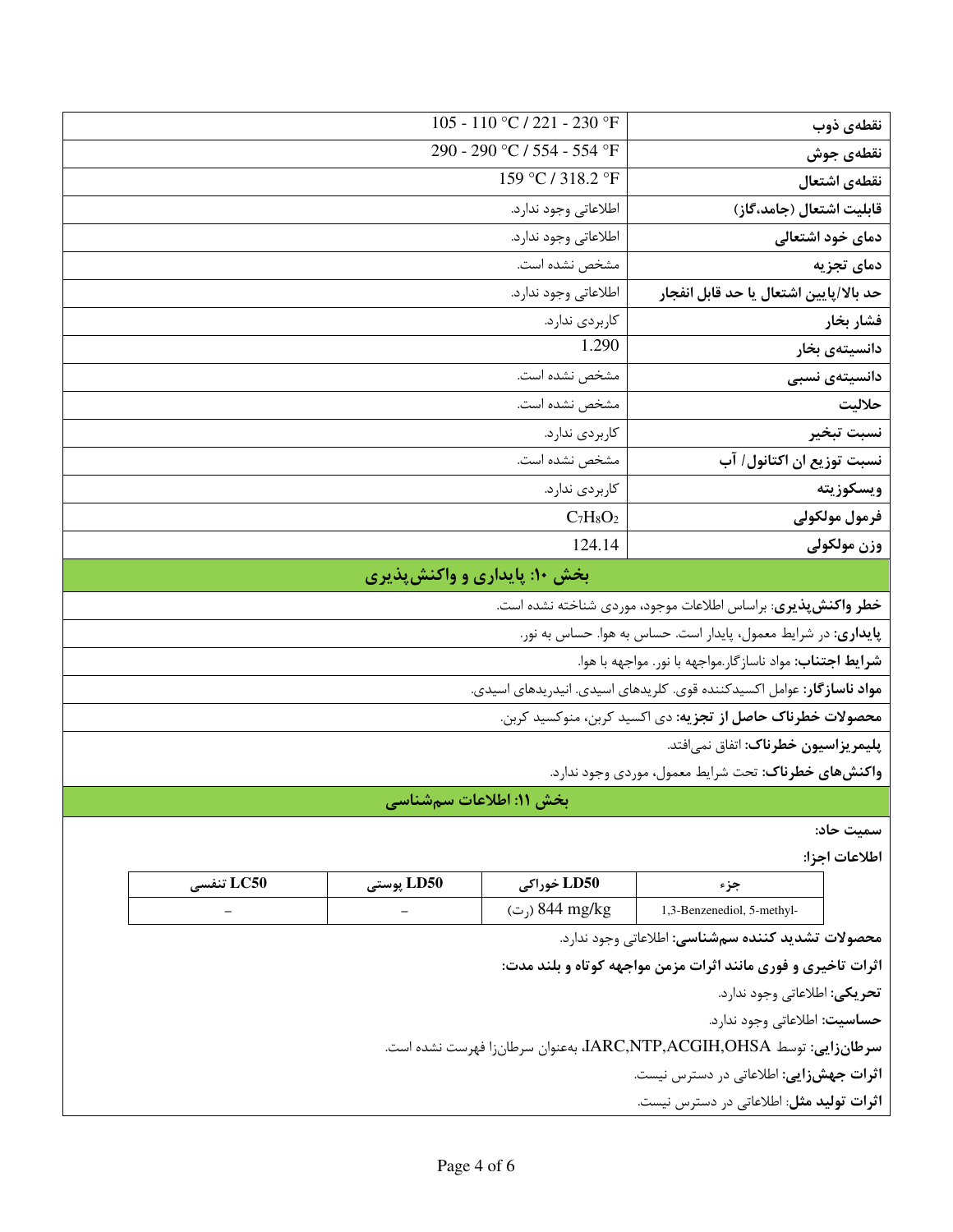| | |
|---|---|
| نقطه‌ی ذوب | 105 - 110 °C / 221 - 230 °F |
| نقطه‌ی جوش | 290 - 290 °C / 554 - 554 °F |
| نقطه‌ی اشتعال | 159 °C / 318.2 °F |
| قابلیت اشتعال (جامد،گاز) | اطلاعاتی وجود ندارد. |
| دمای خود اشتعالی | اطلاعاتی وجود ندارد. |
| دمای تجزیه | مشخص نشده است. |
| حد بالا/پایین اشتعال یا حد قابل انفجار | اطلاعاتی وجود ندارد. |
| فشار بخار | کاربردی ندارد. |
| دانسیته‌ی بخار | 1.290 |
| دانسیته‌ی نسبی | مشخص نشده است. |
| حلالیت | مشخص نشده است. |
| نسبت تبخیر | کاربردی ندارد. |
| نسبت توزیع ان اکتانول/ آب | مشخص نشده است. |
| ویسکوزیته | کاربردی ندارد. |
| فرمول مولکولی | $C_7H_8O_2$ |
| وزن مولکولی | 124.14 |

## بخش ۱۰: پایداری و واکنش‌پذیری

**خطر واکنش‌پذیری**: براساس اطلاعات موجود، موردی شناخته نشده است.

**پایداری**: در شرایط معمول، پایدار است. حساس به هوا. حساس به نور.

**شرایط اجتناب**: مواد ناسازگار.مواجهه با نور. مواجهه با هوا.

**مواد ناسازگار**: عوامل اکسیدکننده قوی. کلریدهای اسیدی. انیدریدهای اسیدی.

**محصولات خطرناک حاصل از تجزیه**: دی اکسید کربن، منوکسید کربن.

**پلیمریزاسیون خطرناک**: اتفاق نمی‌افتد.

**واکنش‌های خطرناک**: تحت شرایط معمول، موردی وجود ندارد.

## بخش ۱۱: اطلاعات سم‌شناسی

**سمیت حاد:**

**اطلاعات اجزا:**

| جزء | LD50 خوراکی | LD50 پوستی | LC50 تنفسی |
|---|---|---|---|
| 1,3-Benzenediol, 5-methyl- | 844 mg/kg (رت) | – | – |

**محصولات تشدید کننده سم‌شناسی**: اطلاعاتی وجود ندارد.

**اثرات تاخیری و فوری مانند اثرات مزمن مواجهه کوتاه و بلند مدت:**

**تحریکی**: اطلاعاتی وجود ندارد.

**حساسیت**: اطلاعاتی وجود ندارد.

**سرطان‌زایی**: توسط IARC,NTP,ACGIH,OHSA، به‌عنوان سرطان‌زا فهرست نشده است.

**اثرات جهش‌زایی**: اطلاعاتی در دسترس نیست.

**اثرات تولید مثل**: اطلاعاتی در دسترس نیست.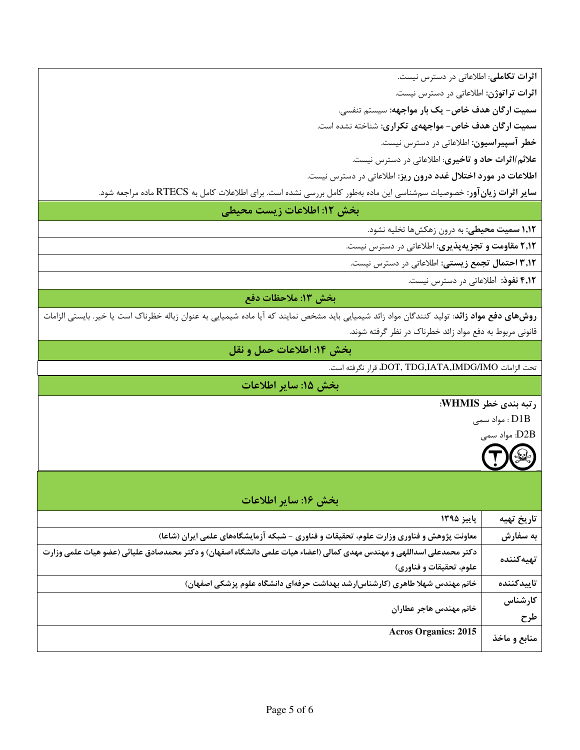**اثرات تکاملی**: اطلاعاتی در دسترس نیست.

**اثرات تراتوژن:** اطلاعاتی در دسترس نیست.

**سمیت ارگان هدف خاص- یک بار مواجهه:** سیستم تنفسی.

**سمیت ارگان هدف خاص- مواجههی تکراری:** شناخته نشده است.

**خطر آسپیراسیون:** اطلاعاتی در دسترس نیست.

**علائم/اثرات حاد و تاخیری**: اطلاعاتی در دسترس نیست.

**اطلاعات در مورد اختلال غدد درون ریز:** اطلاعاتی در دسترس نیست.

**سایر اثرات زیان‌آور:** خصوصیات سم‌شناسی این ماده به‌طور کامل بررسی نشده است. برای اطلاعات کامل به RTECS ماده مراجعه شود.

## بخش ۱۲: اطلاعات زیست محیطی

**۱،۱۲ سمیت محیطی:** به درون زهکش‌ها تخلیه نشود.

**۲،۱۲ مقاومت و تجزیه‌پذیری:** اطلاعاتی در دسترس نیست.

**۳،۱۲ احتمال تجمع زیستی:** اطلاعاتی در دسترس نیست.

**۴،۱۲ نفوذ:** اطلاعاتی در دسترس نیست.

## بخش ۱۳: ملاحظات دفع

**روش‌های دفع مواد زائد**: تولید کنندگان مواد زائد شیمیایی باید مشخص نمایند که آیا ماده شیمیایی به عنوان زباله خطرناک است یا خیر. بایستی الزامات قانونی مربوط به دفع مواد زائد خطرناک در نظر گرفته شوند.

## بخش ۱۴: اطلاعات حمل و نقل

تحت الزامات DOT, TDG,IATA,IMDG/IMO قرار نگرفته است.

## بخش ۱۵: سایر اطلاعات

**رتبه بندی خطر WHMIS:**

D1B : مواد سمی

D2B: مواد سمی

## بخش ۱۶: سایر اطلاعات

| | |
|---|---|
| **تاریخ تهیه** | پاییز ۱۳۹۵ |
| **به سفارش** | **معاونت پژوهش و فناوری وزارت علوم، تحقیقات و فناوری - شبکه آزمایشگاه‌های علمی ایران (شاعا)** |
| **تهیه‌کننده** | **دکتر محمدعلی اسداللهی و مهندس مهدی کمالی (اعضاء هیات علمی دانشگاه اصفهان) و دکتر محمدصادق علیائی (عضو هیات علمی وزارت علوم، تحقیقات و فناوری)** |
| **تاییدکننده** | **خانم مهندس شهلا طاهری (کارشناس‌ارشد بهداشت حرفه‌ای دانشگاه علوم پزشکی اصفهان)** |
| **کارشناس طرح** | **خانم مهندس هاجر عطاران** |
| **منابع و ماخذ** | **Acros Organics: 2015** |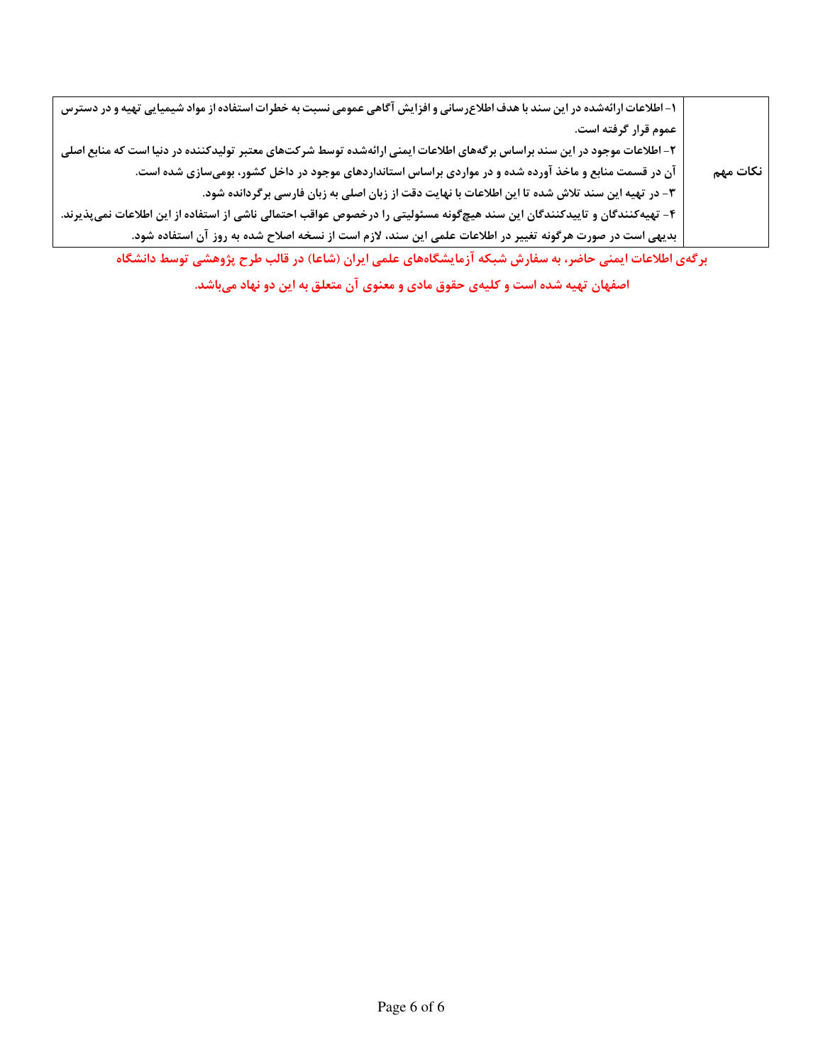| | |
|---|---|
| نکات مهم | ۱- اطلاعات ارائه‌شده در این سند با هدف اطلاع‌رسانی و افزایش آگاهی عمومی نسبت به خطرات استفاده از مواد شیمیایی تهیه و در دسترس عموم قرار گرفته است.<br>۲- اطلاعات موجود در این سند براساس برگه‌های اطلاعات ایمنی ارائه‌شده توسط شرکت‌های معتبر تولیدکننده در دنیا است که منابع اصلی آن در قسمت منابع و ماخذ آورده شده و در مواردی براساس استانداردهای موجود در داخل کشور، بومی‌سازی شده است.<br>۳- در تهیه این سند تلاش شده تا این اطلاعات با نهایت دقت از زبان اصلی به زبان فارسی برگردانده شود.<br>۴- تهیه‌کنندگان و تاییدکنندگان این سند هیچ‌گونه مسئولیتی را درخصوص عواقب احتمالی ناشی از استفاده از این اطلاعات نمی‌پذیرند. بدیهی است در صورت هرگونه تغییر در اطلاعات علمی این سند، لازم است از نسخه اصلاح شده به روز آن استفاده شود. |

**برگه‌ی اطلاعات ایمنی حاضر، به سفارش شبکه آزمایشگاه‌های علمی ایران (شاعا) در قالب طرح پژوهشی توسط دانشگاه اصفهان تهیه شده است و کلیه‌ی حقوق مادی و معنوی آن متعلق به این دو نهاد می‌باشد.**